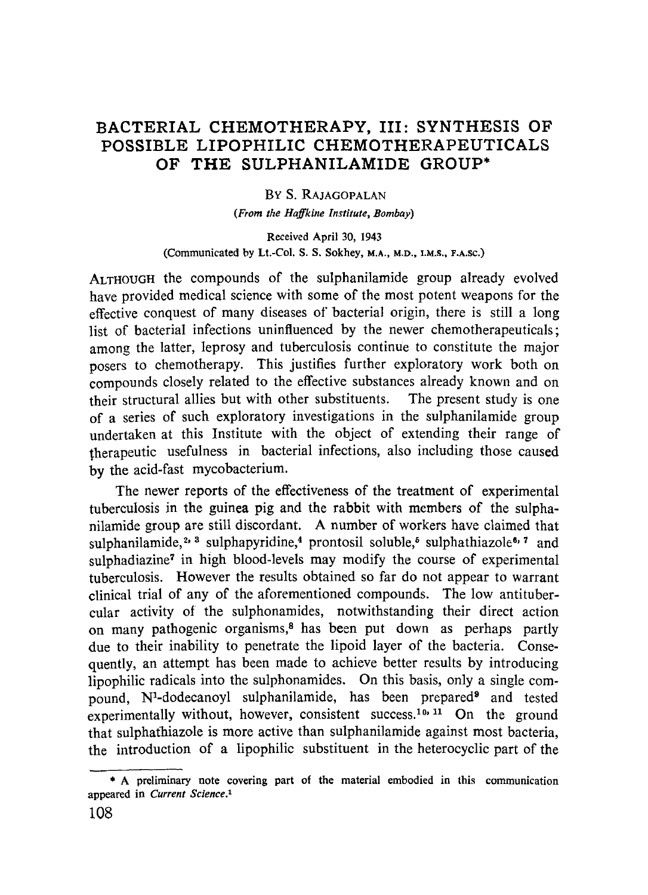# BACTERIAL CHEMOTHERAPY, III: SYNTHESIS OF POSSIBLE LIPOPHILIC CHEMOTHERAPEUTICALS OF THE SULPHANILAMIDE GROUP*

BY S. RAJAGOPALAN

*(From the Haffkine Institute, Bombay)*

Received April 30, 1943

(Communicated by Lt.-Col. S. S. Sokhey, M.A., M.D., I.M.S., F.A.SC.)

ALTHOUGH the compounds of the sulphanilamide group already evolved have provided medical science with some of the most potent weapons for the effective conquest of many diseases of bacterial origin, there is still a long list of bacterial infections uninfluenced by the newer chemotherapeuticals; among the latter, leprosy and tuberculosis continue to constitute the major posers to chemotherapy. This justifies further exploratory work both on compounds closely related to the effective substances already known and on their structural allies but with other substituents. The present study is one of a series of such exploratory investigations in the sulphanilamide group undertaken at this Institute with the object of extending their range of therapeutic usefulness in bacterial infections, also including those caused by the acid-fast mycobacterium.

The newer reports of the effectiveness of the treatment of experimental tuberculosis in the guinea pig and the rabbit with members of the sulphanilamide group are still discordant. A number of workers have claimed that sulphanilamide,[2, 3] sulphapyridine,[4] prontosil soluble,[5] sulphathiazole[6, 7] and sulphadiazine[7] in high blood-levels may modify the course of experimental tuberculosis. However the results obtained so far do not appear to warrant clinical trial of any of the aforementioned compounds. The low antitubercular activity of the sulphonamides, notwithstanding their direct action on many pathogenic organisms,[8] has been put down as perhaps partly due to their inability to penetrate the lipoid layer of the bacteria. Consequently, an attempt has been made to achieve better results by introducing lipophilic radicals into the sulphonamides. On this basis, only a single compound, $N^1$-dodecanoyl sulphanilamide, has been prepared[9] and tested experimentally without, however, consistent success.[10, 11] On the ground that sulphathiazole is more active than sulphanilamide against most bacteria, the introduction of a lipophilic substituent in the heterocyclic part of the

* A preliminary note covering part of the material embodied in this communication appeared in *Current Science*.[1]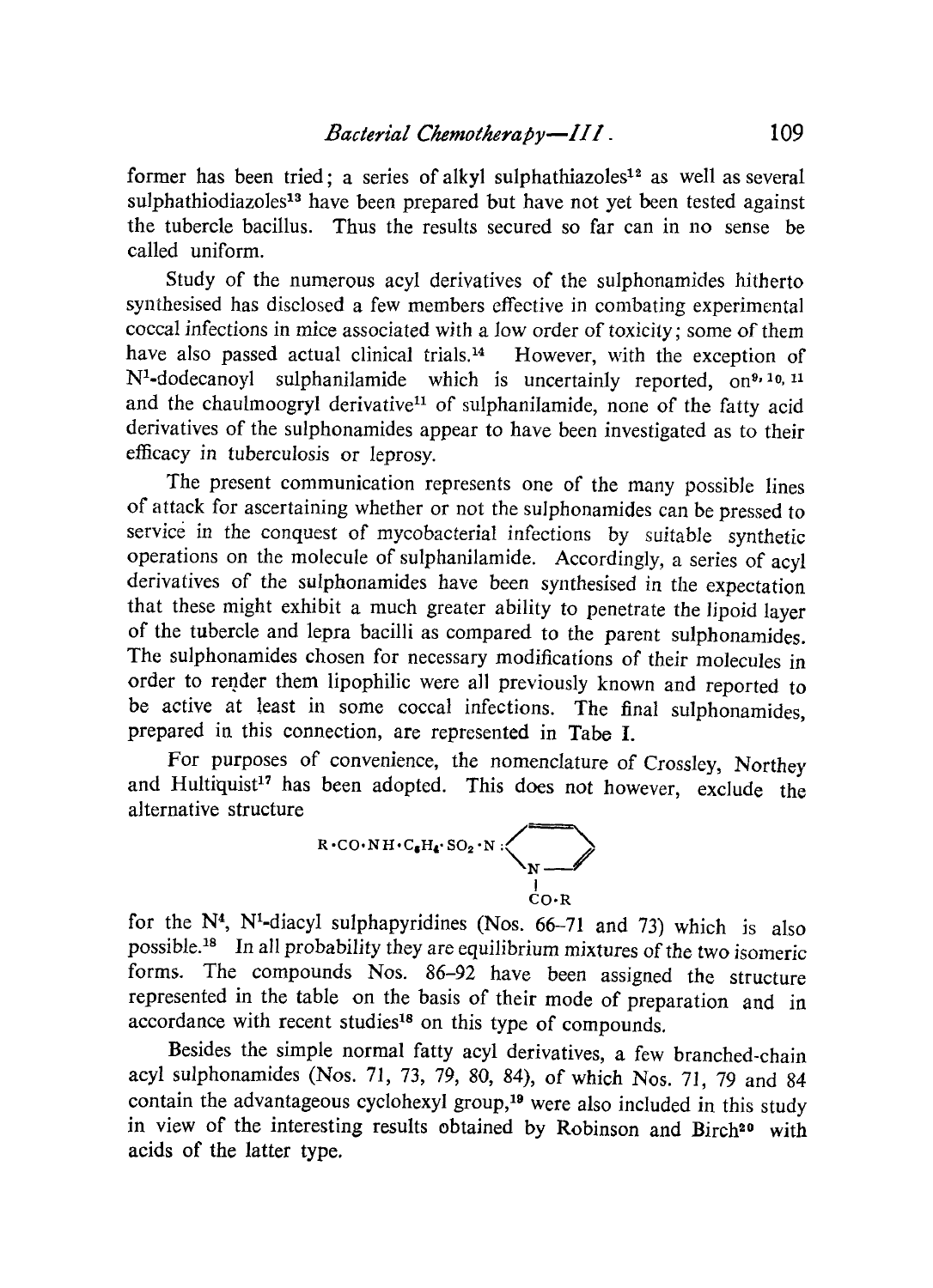former has been tried; a series of alkyl sulphathiazoles[12] as well as several sulphathiodiazoles[13] have been prepared but have not yet been tested against the tubercle bacillus. Thus the results secured so far can in no sense be called uniform.

Study of the numerous acyl derivatives of the sulphonamides hitherto synthesised has disclosed a few members effective in combating experimental coccal infections in mice associated with a low order of toxicity; some of them have also passed actual clinical trials.[14] However, with the exception of $N^1$-dodecanoyl sulphanilamide which is uncertainly reported, on[9, 10, 11] and the chaulmoogryl derivative[11] of sulphanilamide, none of the fatty acid derivatives of the sulphonamides appear to have been investigated as to their efficacy in tuberculosis or leprosy.

The present communication represents one of the many possible lines of attack for ascertaining whether or not the sulphonamides can be pressed to service in the conquest of mycobacterial infections by suitable synthetic operations on the molecule of sulphanilamide. Accordingly, a series of acyl derivatives of the sulphonamides have been synthesised in the expectation that these might exhibit a much greater ability to penetrate the lipoid layer of the tubercle and lepra bacilli as compared to the parent sulphonamides. The sulphonamides chosen for necessary modifications of their molecules in order to render them lipophilic were all previously known and reported to be active at least in some coccal infections. The final sulphonamides, prepared in this connection, are represented in Tabe I.

For purposes of convenience, the nomenclature of Crossley, Northey and Hultquist[17] has been adopted. This does not however, exclude the alternative structure

$$R\cdot CO\cdot NH\cdot C_6H_4\cdot SO_2\cdot N:\!\left\langle\begin{array}{c}\text{pyridine ring}\\ N-CO\cdot R\end{array}\right.$$

for the $N^4$, $N^1$-diacyl sulphapyridines (Nos. 66–71 and 73) which is also possible.[18] In all probability they are equilibrium mixtures of the two isomeric forms. The compounds Nos. 86–92 have been assigned the structure represented in the table on the basis of their mode of preparation and in accordance with recent studies[18] on this type of compounds.

Besides the simple normal fatty acyl derivatives, a few branched-chain acyl sulphonamides (Nos. 71, 73, 79, 80, 84), of which Nos. 71, 79 and 84 contain the advantageous cyclohexyl group,[19] were also included in this study in view of the interesting results obtained by Robinson and Birch[20] with acids of the latter type.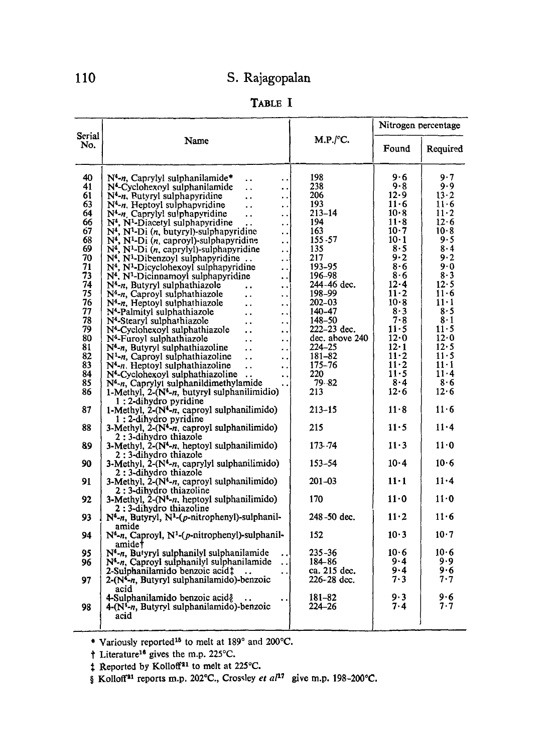### TABLE I

| Serial No. | Name | M.P./°C. | Nitrogen percentage | |
|---|---|---|---|---|
| | | | Found | Required |
| 40 | $N^4$-*n*, Caprylyl sulphanilamide* | 198 | 9·6 | 9·7 |
| 41 | $N^4$-Cyclohexoyl sulphanilamide | 238 | 9·8 | 9·9 |
| 61 | $N^4$-*n*, Butyryl sulphapyridine | 206 | 12·9 | 13·2 |
| 63 | $N^4$-*n*, Heptoyl sulphapyridine | 193 | 11·6 | 11·6 |
| 64 | $N^4$-*n*, Caprylyl sulphapyridine | 213–14 | 10·8 | 11·2 |
| 66 | $N^4$, $N^1$-Diacetyl sulphapyridine | 194 | 11·8 | 12·6 |
| 67 | $N^4$, $N^1$-Di (*n*, butyryl)-sulphapyridine | 163 | 10·7 | 10·8 |
| 68 | $N^4$, $N^1$-Di (*n*, caproyl)-sulphapyridine | 155–57 | 10·1 | 9·5 |
| 69 | $N^4$, $N^1$-Di (*n*, caprylyl)-sulphapyridine | 135 | 8·5 | 8·4 |
| 70 | $N^4$, $N^1$-Dibenzoyl sulphapyridine | 217 | 9·2 | 9·2 |
| 71 | $N^4$, $N^1$-Dicyclohexoyl sulphapyridine | 193–95 | 8·6 | 9·0 |
| 73 | $N^4$, $N^1$-Dicinnamoyl sulphapyridine | 196–98 | 8·6 | 8·3 |
| 74 | $N^4$-*n*, Butyryl sulphathiazole | 244–46 dec. | 12·4 | 12·5 |
| 75 | $N^4$-*n*, Caproyl sulphathiazole | 198–99 | 11·2 | 11·6 |
| 76 | $N^4$-*n*, Heptoyl sulphathiazole | 202–03 | 10·8 | 11·1 |
| 77 | $N^4$-Palmityl sulphathiazole | 140–47 | 8·3 | 8·5 |
| 78 | $N^4$-Stearyl sulphathiazole | 148–50 | 7·8 | 8·1 |
| 79 | $N^4$-Cyclohexoyl sulphathiazole | 222–23 dec. | 11·5 | 11·5 |
| 80 | $N^4$-Furoyl sulphathiazole | dec. above 240 | 12·0 | 12·0 |
| 81 | $N^4$-*n*, Butyryl sulphathiazoline | 224–25 | 12·1 | 12·5 |
| 82 | $N^1$-*n*, Caproyl sulphathiazoline | 181–82 | 11·2 | 11·5 |
| 83 | $N^4$-*n*, Heptoyl sulphathiazoline | 175–76 | 11·2 | 11·1 |
| 84 | $N^4$-Cyclohexoyl sulphathiazoline | 220 | 11·5 | 11·4 |
| 85 | $N^4$-*n*, Caprylyl sulphanildimethylamide | 79–82 | 8·4 | 8·6 |
| 86 | 1-Methyl, 2-($N^4$-*n*, butyryl sulphanilimidio) 1 : 2-dihydro pyridine | 213 | 12·6 | 12·6 |
| 87 | 1-Methyl, 2-($N^4$-*n*, caproyl sulphanilimido) 1 : 2-dihydro pyridine | 213–15 | 11·8 | 11·6 |
| 88 | 3-Methyl, 2-($N^4$-*n*, caproyl sulphanilimido) 2 : 3-dihydro thiazole | 215 | 11·5 | 11·4 |
| 89 | 3-Methyl, 2-($N^4$-*n*, heptoyl sulphanilimido) 2 : 3-dihydro thiazole | 173–74 | 11·3 | 11·0 |
| 90 | 3-Methyl, 2-($N^4$-*n*, caprylyl sulphanilimido) 2 : 3-dihydro thiazole | 153–54 | 10·4 | 10·6 |
| 91 | 3-Methyl, 2-($N^4$-*n*, caproyl sulphanilimido) 2 : 3-dihydro thiazoline | 201–03 | 11·1 | 11·4 |
| 92 | 3-Methyl, 2-($N^4$-*n*, heptoyl sulphanilimido) 2 : 3-dihydro thiazoline | 170 | 11·0 | 11·0 |
| 93 | $N^4$-*n*, Butyryl, $N^1$-(*p*-nitrophenyl)-sulphanilamide | 248–50 dec. | 11·2 | 11·6 |
| 94 | $N^4$-*n*, Caproyl, $N^1$-(*p*-nitrophenyl)-sulphanilamide† | 152 | 10·3 | 10·7 |
| 95 | $N^4$-*n*, Butyryl sulphanilyl sulphanilamide | 235–36 | 10·6 | 10·6 |
| 96 | $N^4$-*n*, Caproyl sulphanilyl sulphanilamide | 184–86 | 9·4 | 9·9 |
| | 2-Sulphanilamido benzoic acid‡ | ca. 215 dec. | 9·4 | 9·6 |
| 97 | 2-($N^4$-*n*, Butyryl sulphanilamido)-benzoic acid | 226–28 dec. | 7·3 | 7·7 |
| | 4-Sulphanilamido benzoic acid§ | 181–82 | 9·3 | 9·6 |
| 98 | 4-($N^4$-*n*, Butyryl sulphanilamido)-benzoic acid | 224–26 | 7·4 | 7·7 |

\* Variously reported[15] to melt at 189° and 200°C.

† Literature[16] gives the m.p. 225°C.

‡ Reported by Kolloff[21] to melt at 225°C.

§ Kolloff[21] reports m.p. 202°C., Crossley *et al*[17] give m.p. 198–200°C.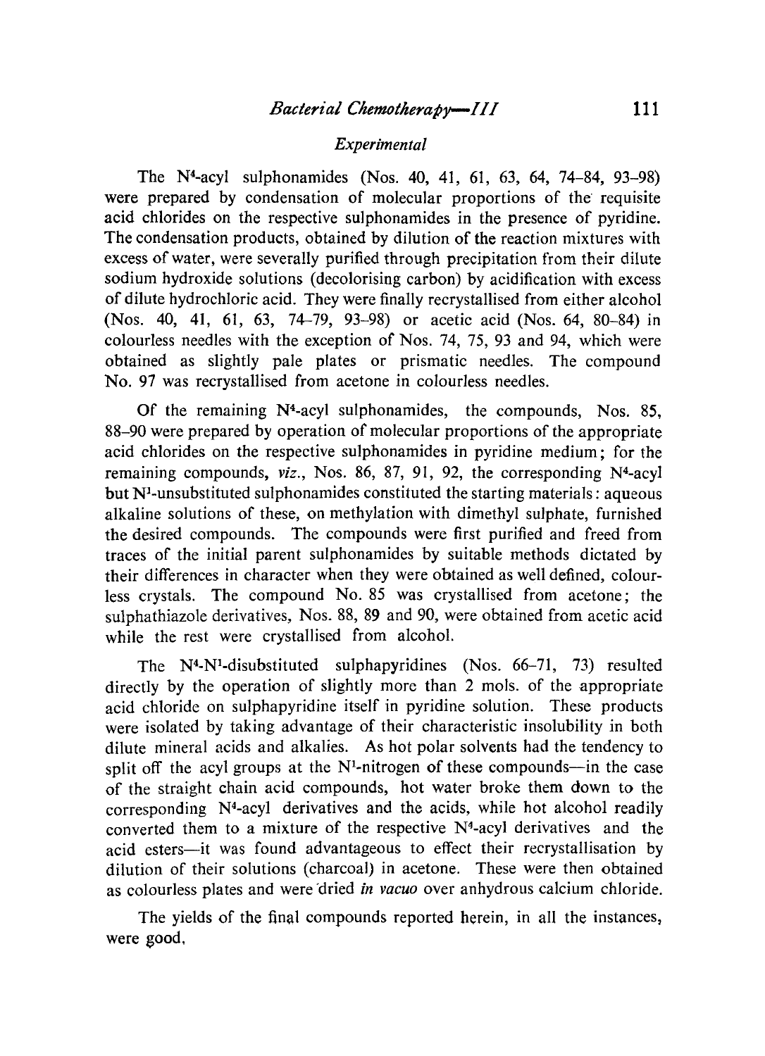*Experimental*

The $N^4$-acyl sulphonamides (Nos. 40, 41, 61, 63, 64, 74–84, 93–98) were prepared by condensation of molecular proportions of the requisite acid chlorides on the respective sulphonamides in the presence of pyridine. The condensation products, obtained by dilution of the reaction mixtures with excess of water, were severally purified through precipitation from their dilute sodium hydroxide solutions (decolorising carbon) by acidification with excess of dilute hydrochloric acid. They were finally recrystallised from either alcohol (Nos. 40, 41, 61, 63, 74–79, 93–98) or acetic acid (Nos. 64, 80–84) in colourless needles with the exception of Nos. 74, 75, 93 and 94, which were obtained as slightly pale plates or prismatic needles. The compound No. 97 was recrystallised from acetone in colourless needles.

Of the remaining $N^4$-acyl sulphonamides, the compounds, Nos. 85, 88–90 were prepared by operation of molecular proportions of the appropriate acid chlorides on the respective sulphonamides in pyridine medium; for the remaining compounds, *viz.*, Nos. 86, 87, 91, 92, the corresponding $N^4$-acyl but $N^1$-unsubstituted sulphonamides constituted the starting materials: aqueous alkaline solutions of these, on methylation with dimethyl sulphate, furnished the desired compounds. The compounds were first purified and freed from traces of the initial parent sulphonamides by suitable methods dictated by their differences in character when they were obtained as well defined, colourless crystals. The compound No. 85 was crystallised from acetone; the sulphathiazole derivatives, Nos. 88, 89 and 90, were obtained from acetic acid while the rest were crystallised from alcohol.

The $N^4$-$N^1$-disubstituted sulphapyridines (Nos. 66–71, 73) resulted directly by the operation of slightly more than 2 mols. of the appropriate acid chloride on sulphapyridine itself in pyridine solution. These products were isolated by taking advantage of their characteristic insolubility in both dilute mineral acids and alkalies. As hot polar solvents had the tendency to split off the acyl groups at the $N^1$-nitrogen of these compounds—in the case of the straight chain acid compounds, hot water broke them down to the corresponding $N^4$-acyl derivatives and the acids, while hot alcohol readily converted them to a mixture of the respective $N^4$-acyl derivatives and the acid esters—it was found advantageous to effect their recrystallisation by dilution of their solutions (charcoal) in acetone. These were then obtained as colourless plates and were dried *in vacuo* over anhydrous calcium chloride.

The yields of the final compounds reported herein, in all the instances, were good.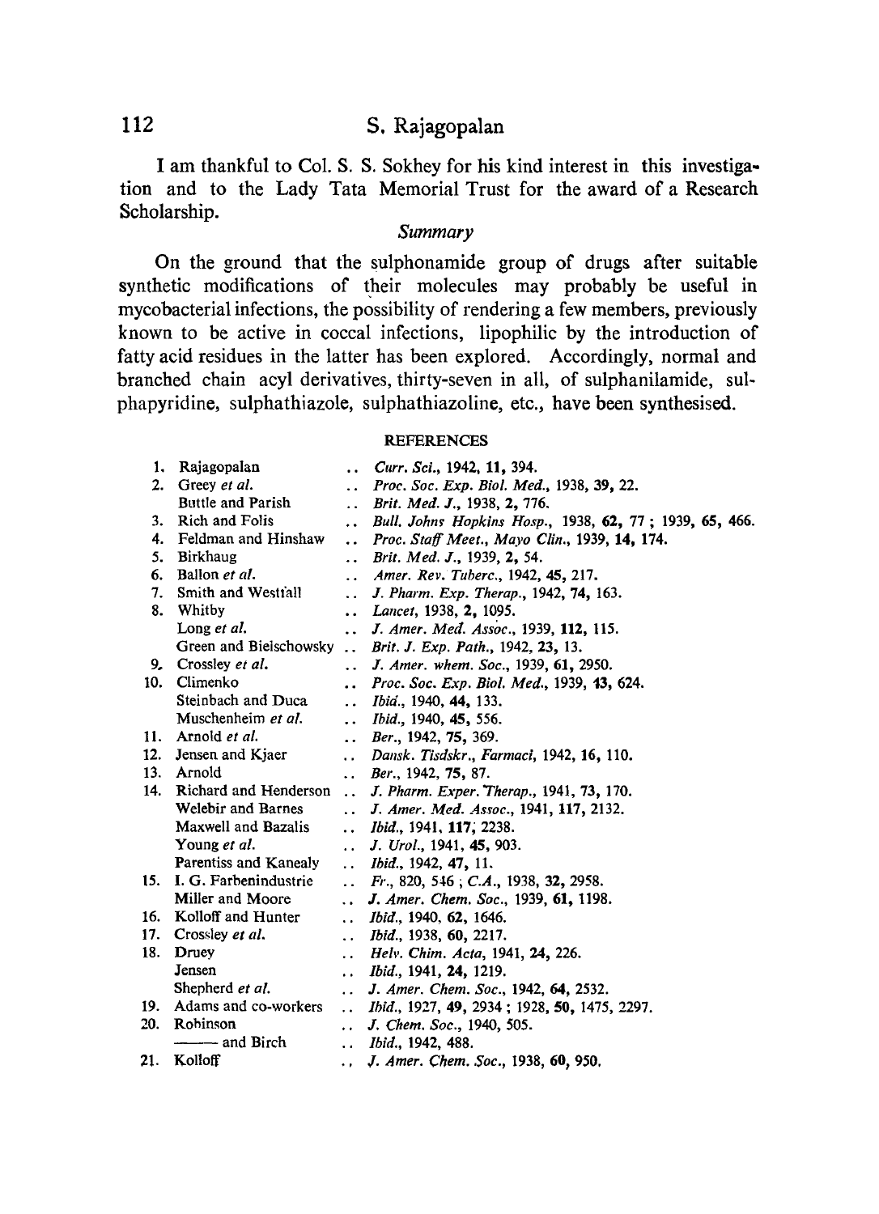I am thankful to Col. S. S. Sokhey for his kind interest in this investigation and to the Lady Tata Memorial Trust for the award of a Research Scholarship.

## *Summary*

On the ground that the sulphonamide group of drugs after suitable synthetic modifications of their molecules may probably be useful in mycobacterial infections, the possibility of rendering a few members, previously known to be active in coccal infections, lipophilic by the introduction of fatty acid residues in the latter has been explored. Accordingly, normal and branched chain acyl derivatives, thirty-seven in all, of sulphanilamide, sulphapyridine, sulphathiazole, sulphathiazoline, etc., have been synthesised.

## REFERENCES

| | | | |
|---|---|---|---|
| 1. | Rajagopalan | .. | *Curr. Sci.*, 1942, **11**, 394. |
| 2. | Greey *et al.* | .. | *Proc. Soc. Exp. Biol. Med.*, 1938, **39**, 22. |
| | Buttle and Parish | .. | *Brit. Med. J.*, 1938, **2**, 776. |
| 3. | Rich and Folis | .. | *Bull. Johns Hopkins Hosp.*, 1938, **62**, 77; 1939, **65**, 466. |
| 4. | Feldman and Hinshaw | .. | *Proc. Staff Meet., Mayo Clin.*, 1939, **14**, 174. |
| 5. | Birkhaug | .. | *Brit. Med. J.*, 1939, **2**, 54. |
| 6. | Ballon *et al.* | .. | *Amer. Rev. Tuberc.*, 1942, **45**, 217. |
| 7. | Smith and Westfall | .. | *J. Pharm. Exp. Therap.*, 1942, **74**, 163. |
| 8. | Whitby | .. | *Lancet*, 1938, **2**, 1095. |
| | Long *et al.* | .. | *J. Amer. Med. Assoc.*, 1939, **112**, 115. |
| | Green and Bielschowsky | .. | *Brit. J. Exp. Path.*, 1942, **23**, 13. |
| 9. | Crossley *et al.* | .. | *J. Amer. whem. Soc.*, 1939, **61**, 2950. |
| 10. | Climenko | .. | *Proc. Soc. Exp. Biol. Med.*, 1939, **43**, 624. |
| | Steinbach and Duca | .. | *Ibid.*, 1940, **44**, 133. |
| | Muschenheim *et al.* | .. | *Ibid.*, 1940, **45**, 556. |
| 11. | Arnold *et al.* | .. | *Ber.*, 1942, **75**, 369. |
| 12. | Jensen and Kjaer | .. | *Dansk. Tisdskr., Farmaci*, 1942, **16**, 110. |
| 13. | Arnold | .. | *Ber.*, 1942, **75**, 87. |
| 14. | Richard and Henderson | .. | *J. Pharm. Exper. Therap.*, 1941, **73**, 170. |
| | Welebir and Barnes | .. | *J. Amer. Med. Assoc.*, 1941, **117**, 2132. |
| | Maxwell and Bazalis | .. | *Ibid.*, 1941, **117**, 2238. |
| | Young *et al.* | .. | *J. Urol.*, 1941, **45**, 903. |
| | Parentiss and Kanealy | .. | *Ibid.*, 1942, **47**, 11. |
| 15. | I. G. Farbenindustrie | .. | *Fr.*, 820, 546; *C.A.*, 1938, **32**, 2958. |
| | Miller and Moore | .. | *J. Amer. Chem. Soc.*, 1939, **61**, 1198. |
| 16. | Kolloff and Hunter | .. | *Ibid.*, 1940, **62**, 1646. |
| 17. | Crossley *et al.* | .. | *Ibid.*, 1938, **60**, 2217. |
| 18. | Druey | .. | *Helv. Chim. Acta*, 1941, **24**, 226. |
| | Jensen | .. | *Ibid.*, 1941, **24**, 1219. |
| | Shepherd *et al.* | .. | *J. Amer. Chem. Soc.*, 1942, **64**, 2532. |
| 19. | Adams and co-workers | .. | *Ibid.*, 1927, **49**, 2934; 1928, **50**, 1475, 2297. |
| 20. | Robinson | .. | *J. Chem. Soc.*, 1940, 505. |
| | ——— and Birch | .. | *Ibid.*, 1942, 488. |
| 21. | Kolloff | .. | *J. Amer. Chem. Soc.*, 1938, **60**, 950. |